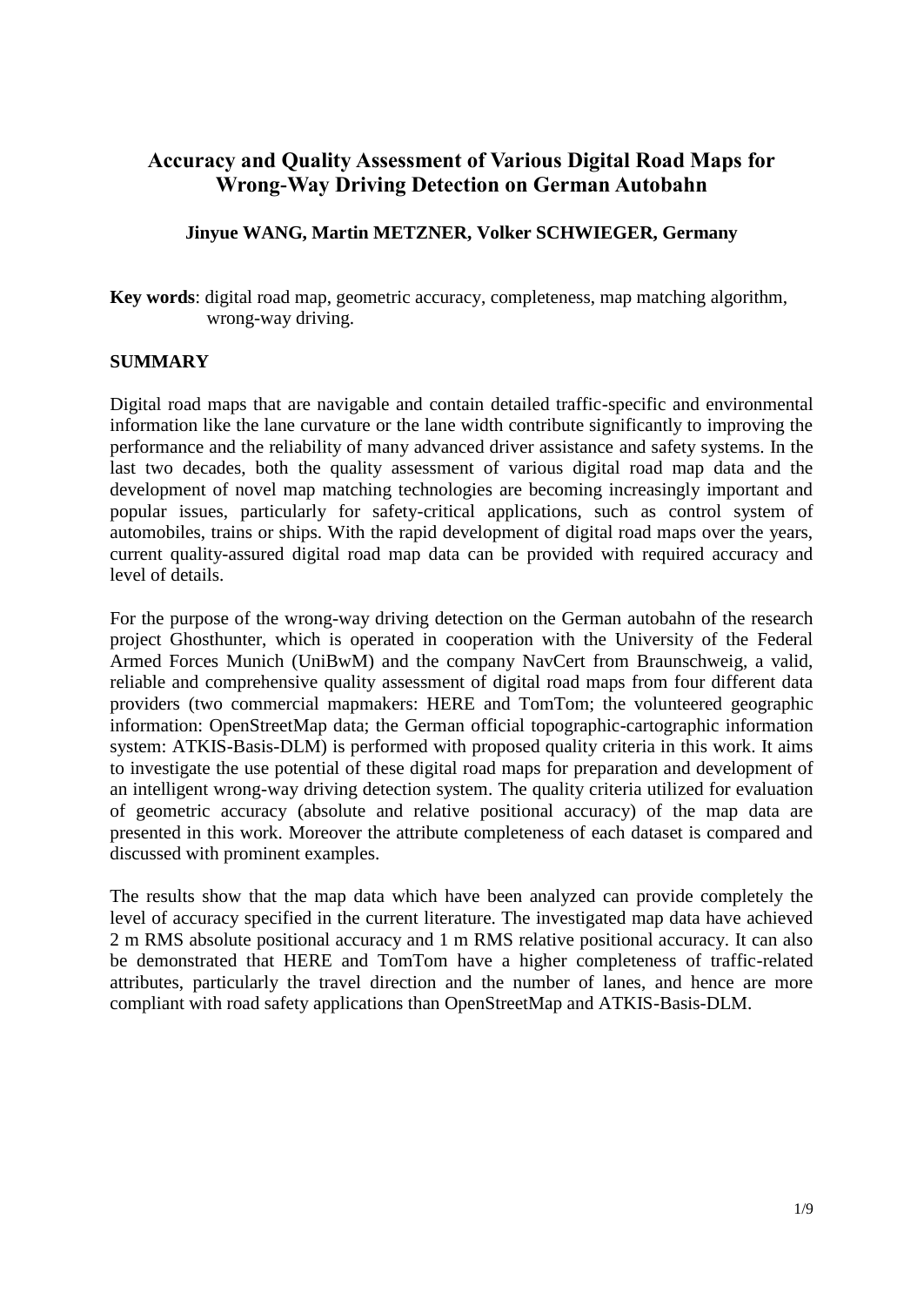# Accuracy and Quality Assessment of Various Digital Road Maps for Wrong-Way Driving Detection on German Autobahn

**Jinyue WANG, Martin METZNER, Volker SCHWIEGER, Germany**

**Key words**: digital road map, geometric accuracy, completeness, map matching algorithm, wrong-way driving.

## SUMMARY

Digital road maps that are navigable and contain detailed traffic-specific and environmental information like the lane curvature or the lane width contribute significantly to improving the performance and the reliability of many advanced driver assistance and safety systems. In the last two decades, both the quality assessment of various digital road map data and the development of novel map matching technologies are becoming increasingly important and popular issues, particularly for safety-critical applications, such as control system of automobiles, trains or ships. With the rapid development of digital road maps over the years, current quality-assured digital road map data can be provided with required accuracy and level of details.

For the purpose of the wrong-way driving detection on the German autobahn of the research project Ghosthunter, which is operated in cooperation with the University of the Federal Armed Forces Munich (UniBwM) and the company NavCert from Braunschweig, a valid, reliable and comprehensive quality assessment of digital road maps from four different data providers (two commercial mapmakers: HERE and TomTom; the volunteered geographic information: OpenStreetMap data; the German official topographic-cartographic information system: ATKIS-Basis-DLM) is performed with proposed quality criteria in this work. It aims to investigate the use potential of these digital road maps for preparation and development of an intelligent wrong-way driving detection system. The quality criteria utilized for evaluation of geometric accuracy (absolute and relative positional accuracy) of the map data are presented in this work. Moreover the attribute completeness of each dataset is compared and discussed with prominent examples.

The results show that the map data which have been analyzed can provide completely the level of accuracy specified in the current literature. The investigated map data have achieved 2 m RMS absolute positional accuracy and 1 m RMS relative positional accuracy. It can also be demonstrated that HERE and TomTom have a higher completeness of traffic-related attributes, particularly the travel direction and the number of lanes, and hence are more compliant with road safety applications than OpenStreetMap and ATKIS-Basis-DLM.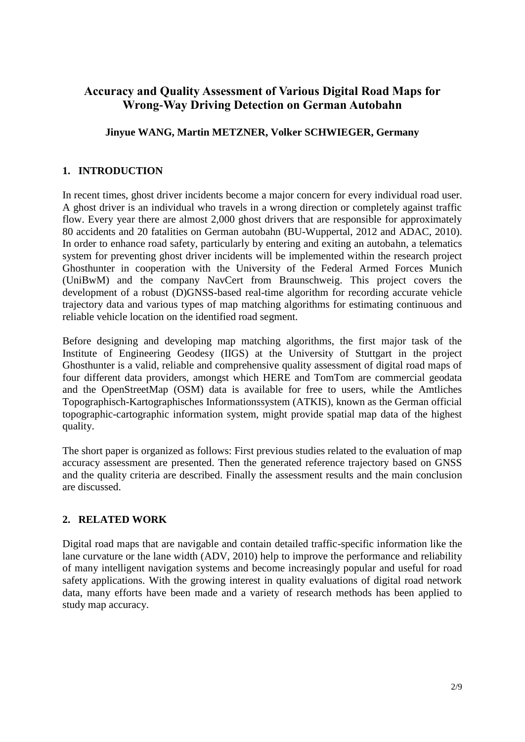# Accuracy and Quality Assessment of Various Digital Road Maps for Wrong-Way Driving Detection on German Autobahn

**Jinyue WANG, Martin METZNER, Volker SCHWIEGER, Germany**

## 1. INTRODUCTION

In recent times, ghost driver incidents become a major concern for every individual road user. A ghost driver is an individual who travels in a wrong direction or completely against traffic flow. Every year there are almost 2,000 ghost drivers that are responsible for approximately 80 accidents and 20 fatalities on German autobahn (BU-Wuppertal, 2012 and ADAC, 2010). In order to enhance road safety, particularly by entering and exiting an autobahn, a telematics system for preventing ghost driver incidents will be implemented within the research project Ghosthunter in cooperation with the University of the Federal Armed Forces Munich (UniBwM) and the company NavCert from Braunschweig. This project covers the development of a robust (D)GNSS-based real-time algorithm for recording accurate vehicle trajectory data and various types of map matching algorithms for estimating continuous and reliable vehicle location on the identified road segment.

Before designing and developing map matching algorithms, the first major task of the Institute of Engineering Geodesy (IIGS) at the University of Stuttgart in the project Ghosthunter is a valid, reliable and comprehensive quality assessment of digital road maps of four different data providers, amongst which HERE and TomTom are commercial geodata and the OpenStreetMap (OSM) data is available for free to users, while the Amtliches Topographisch-Kartographisches Informationssystem (ATKIS), known as the German official topographic-cartographic information system, might provide spatial map data of the highest quality.

The short paper is organized as follows: First previous studies related to the evaluation of map accuracy assessment are presented. Then the generated reference trajectory based on GNSS and the quality criteria are described. Finally the assessment results and the main conclusion are discussed.

## 2. RELATED WORK

Digital road maps that are navigable and contain detailed traffic-specific information like the lane curvature or the lane width (ADV, 2010) help to improve the performance and reliability of many intelligent navigation systems and become increasingly popular and useful for road safety applications. With the growing interest in quality evaluations of digital road network data, many efforts have been made and a variety of research methods has been applied to study map accuracy.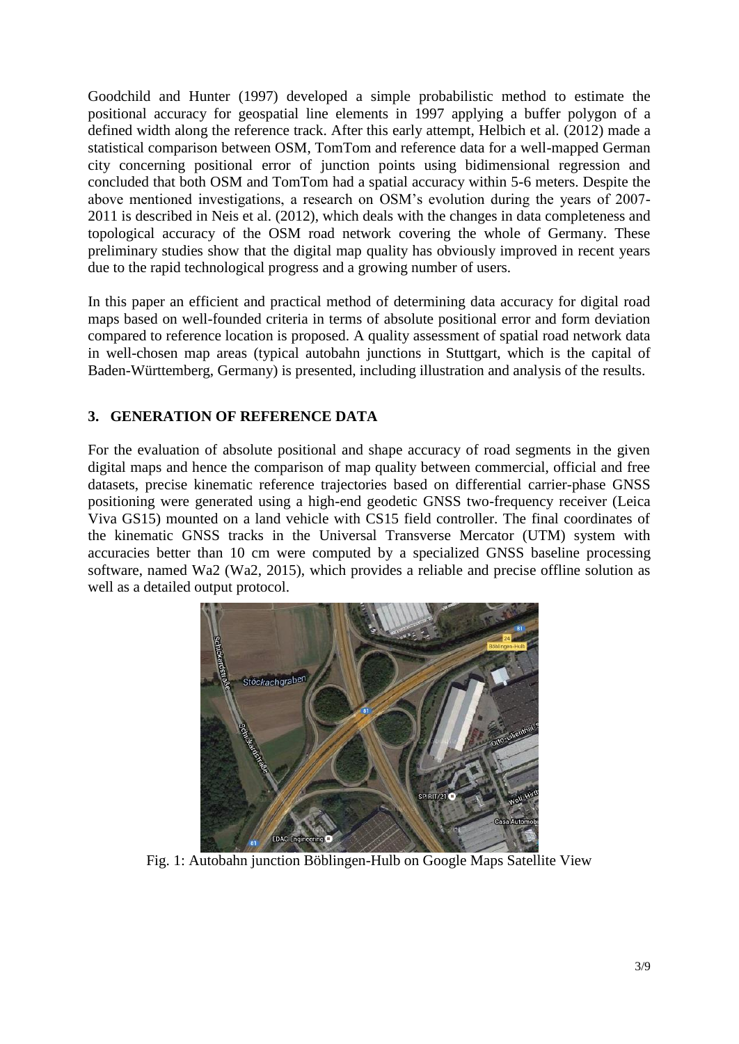Goodchild and Hunter (1997) developed a simple probabilistic method to estimate the positional accuracy for geospatial line elements in 1997 applying a buffer polygon of a defined width along the reference track. After this early attempt, Helbich et al. (2012) made a statistical comparison between OSM, TomTom and reference data for a well-mapped German city concerning positional error of junction points using bidimensional regression and concluded that both OSM and TomTom had a spatial accuracy within 5-6 meters. Despite the above mentioned investigations, a research on OSM's evolution during the years of 2007-2011 is described in Neis et al. (2012), which deals with the changes in data completeness and topological accuracy of the OSM road network covering the whole of Germany. These preliminary studies show that the digital map quality has obviously improved in recent years due to the rapid technological progress and a growing number of users.

In this paper an efficient and practical method of determining data accuracy for digital road maps based on well-founded criteria in terms of absolute positional error and form deviation compared to reference location is proposed. A quality assessment of spatial road network data in well-chosen map areas (typical autobahn junctions in Stuttgart, which is the capital of Baden-Württemberg, Germany) is presented, including illustration and analysis of the results.

## 3. GENERATION OF REFERENCE DATA

For the evaluation of absolute positional and shape accuracy of road segments in the given digital maps and hence the comparison of map quality between commercial, official and free datasets, precise kinematic reference trajectories based on differential carrier-phase GNSS positioning were generated using a high-end geodetic GNSS two-frequency receiver (Leica Viva GS15) mounted on a land vehicle with CS15 field controller. The final coordinates of the kinematic GNSS tracks in the Universal Transverse Mercator (UTM) system with accuracies better than 10 cm were computed by a specialized GNSS baseline processing software, named Wa2 (Wa2, 2015), which provides a reliable and precise offline solution as well as a detailed output protocol.

Fig. 1: Autobahn junction Böblingen-Hulb on Google Maps Satellite View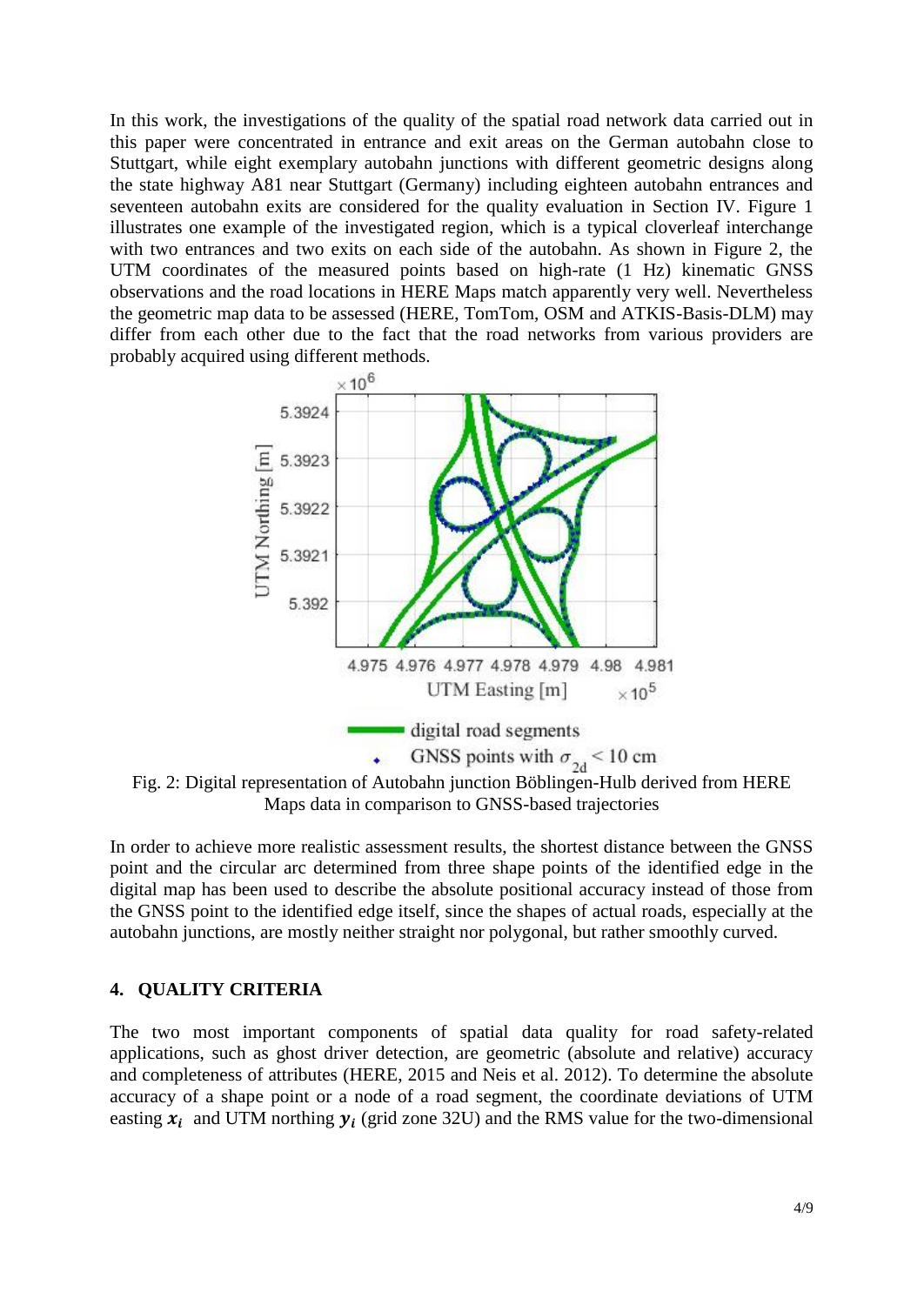In this work, the investigations of the quality of the spatial road network data carried out in this paper were concentrated in entrance and exit areas on the German autobahn close to Stuttgart, while eight exemplary autobahn junctions with different geometric designs along the state highway A81 near Stuttgart (Germany) including eighteen autobahn entrances and seventeen autobahn exits are considered for the quality evaluation in Section IV. Figure 1 illustrates one example of the investigated region, which is a typical cloverleaf interchange with two entrances and two exits on each side of the autobahn. As shown in Figure 2, the UTM coordinates of the measured points based on high-rate (1 Hz) kinematic GNSS observations and the road locations in HERE Maps match apparently very well. Nevertheless the geometric map data to be assessed (HERE, TomTom, OSM and ATKIS-Basis-DLM) may differ from each other due to the fact that the road networks from various providers are probably acquired using different methods.

Fig. 2: Digital representation of Autobahn junction Böblingen-Hulb derived from HERE Maps data in comparison to GNSS-based trajectories

In order to achieve more realistic assessment results, the shortest distance between the GNSS point and the circular arc determined from three shape points of the identified edge in the digital map has been used to describe the absolute positional accuracy instead of those from the GNSS point to the identified edge itself, since the shapes of actual roads, especially at the autobahn junctions, are mostly neither straight nor polygonal, but rather smoothly curved.

## 4. QUALITY CRITERIA

The two most important components of spatial data quality for road safety-related applications, such as ghost driver detection, are geometric (absolute and relative) accuracy and completeness of attributes (HERE, 2015 and Neis et al. 2012). To determine the absolute accuracy of a shape point or a node of a road segment, the coordinate deviations of UTM easting $\boldsymbol{x}_i$ and UTM northing $\boldsymbol{y}_i$ (grid zone 32U) and the RMS value for the two-dimensional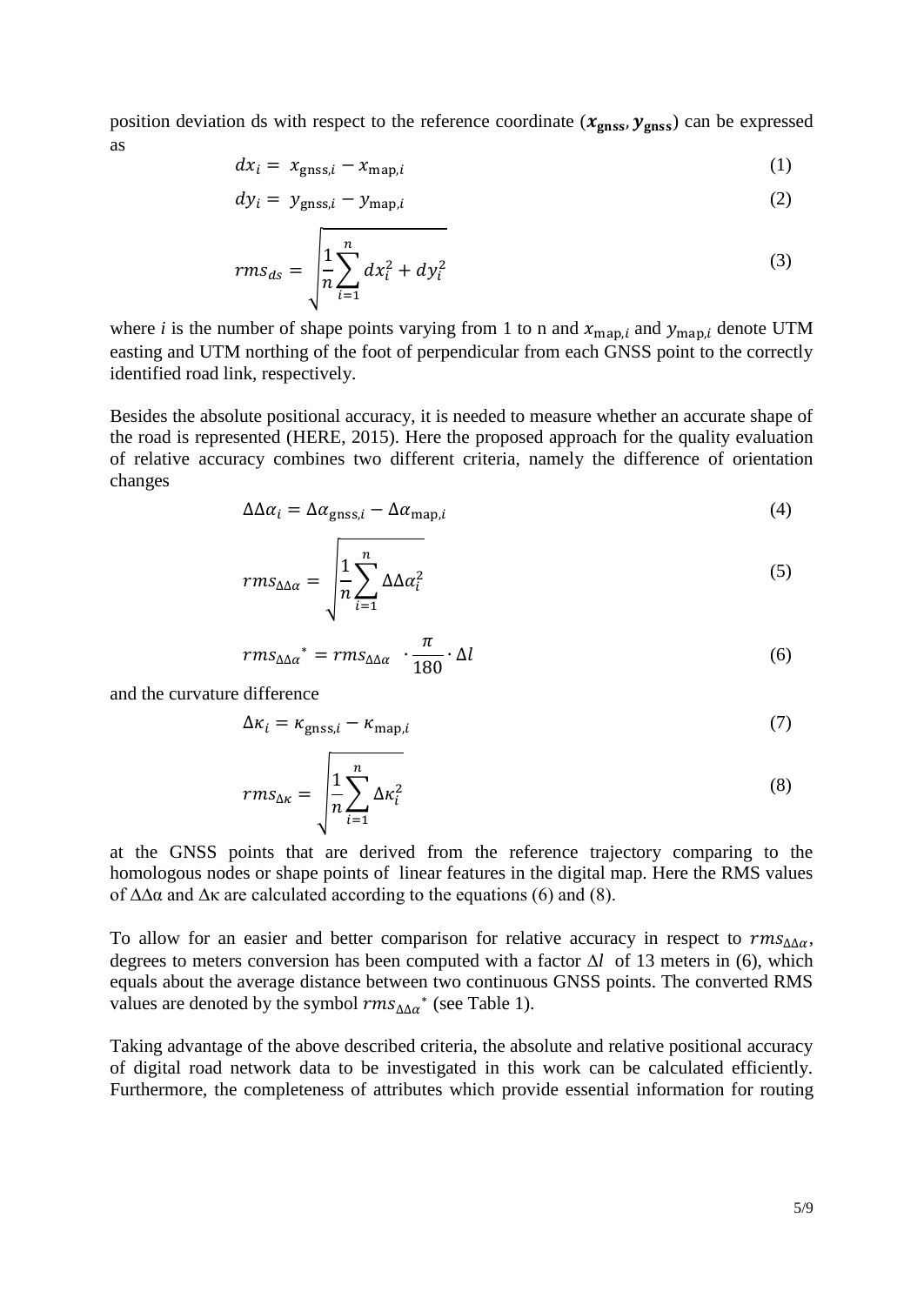position deviation ds with respect to the reference coordinate ($\boldsymbol{x}_{\mathbf{gnss}}, \boldsymbol{y}_{\mathbf{gnss}}$) can be expressed as

$$dx_i = x_{\text{gnss},i} - x_{\text{map},i} \tag{1}$$

$$dy_i = y_{\text{gnss},i} - y_{\text{map},i} \tag{2}$$

$$rms_{ds} = \sqrt{\frac{1}{n}\sum_{i=1}^{n} dx_i^2 + dy_i^2} \tag{3}$$

where $i$ is the number of shape points varying from 1 to n and $x_{\text{map},i}$ and $y_{\text{map},i}$ denote UTM easting and UTM northing of the foot of perpendicular from each GNSS point to the correctly identified road link, respectively.

Besides the absolute positional accuracy, it is needed to measure whether an accurate shape of the road is represented (HERE, 2015). Here the proposed approach for the quality evaluation of relative accuracy combines two different criteria, namely the difference of orientation changes

$$\Delta\Delta\alpha_i = \Delta\alpha_{\text{gnss},i} - \Delta\alpha_{\text{map},i} \tag{4}$$

$$rms_{\Delta\Delta\alpha} = \sqrt{\frac{1}{n}\sum_{i=1}^{n} \Delta\Delta\alpha_i^2} \tag{5}$$

$$rms_{\Delta\Delta\alpha}{}^{*} = rms_{\Delta\Delta\alpha} \cdot \frac{\pi}{180} \cdot \Delta l \tag{6}$$

and the curvature difference

$$\Delta\kappa_i = \kappa_{\text{gnss},i} - \kappa_{\text{map},i} \tag{7}$$

$$rms_{\Delta\kappa} = \sqrt{\frac{1}{n}\sum_{i=1}^{n} \Delta\kappa_i^2} \tag{8}$$

at the GNSS points that are derived from the reference trajectory comparing to the homologous nodes or shape points of linear features in the digital map. Here the RMS values of $\Delta\Delta\alpha$ and $\Delta\kappa$ are calculated according to the equations (6) and (8).

To allow for an easier and better comparison for relative accuracy in respect to $rms_{\Delta\Delta\alpha}$, degrees to meters conversion has been computed with a factor $\Delta l$ of 13 meters in (6), which equals about the average distance between two continuous GNSS points. The converted RMS values are denoted by the symbol $rms_{\Delta\Delta\alpha}{}^{*}$ (see Table 1).

Taking advantage of the above described criteria, the absolute and relative positional accuracy of digital road network data to be investigated in this work can be calculated efficiently. Furthermore, the completeness of attributes which provide essential information for routing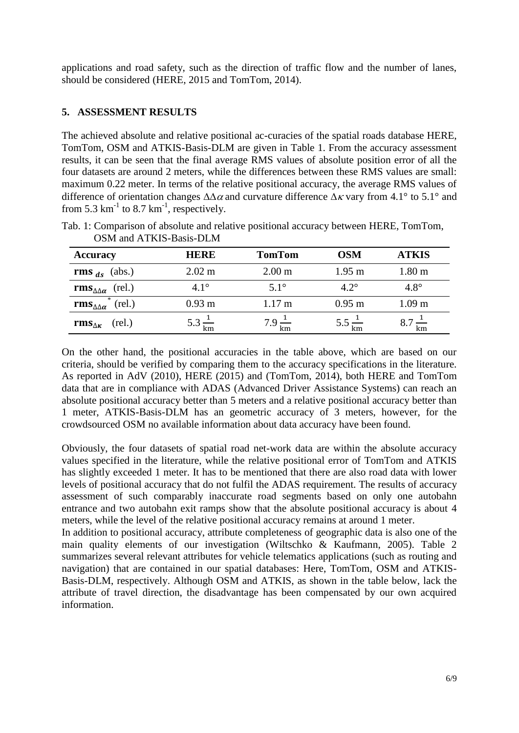applications and road safety, such as the direction of traffic flow and the number of lanes, should be considered (HERE, 2015 and TomTom, 2014).

## 5. ASSESSMENT RESULTS

The achieved absolute and relative positional ac-curacies of the spatial roads database HERE, TomTom, OSM and ATKIS-Basis-DLM are given in Table 1. From the accuracy assessment results, it can be seen that the final average RMS values of absolute position error of all the four datasets are around 2 meters, while the differences between these RMS values are small: maximum 0.22 meter. In terms of the relative positional accuracy, the average RMS values of difference of orientation changes $\Delta\Delta\alpha$ and curvature difference $\Delta\kappa$ vary from 4.1° to 5.1° and from 5.3 $\text{km}^{-1}$ to 8.7 $\text{km}^{-1}$, respectively.

Tab. 1: Comparison of absolute and relative positional accuracy between HERE, TomTom, OSM and ATKIS-Basis-DLM

| Accuracy | HERE | TomTom | OSM | ATKIS |
|---|---|---|---|---|
| $\mathbf{rms}_{ds}$ (abs.) | 2.02 m | 2.00 m | 1.95 m | 1.80 m |
| $\mathbf{rms}_{\Delta\Delta\alpha}$ (rel.) | 4.1° | 5.1° | 4.2° | 4.8° |
| $\mathbf{rms}_{\Delta\Delta\alpha}^{*}$ (rel.) | 0.93 m | 1.17 m | 0.95 m | 1.09 m |
| $\mathbf{rms}_{\Delta\kappa}$ (rel.) | $5.3\,\frac{1}{\text{km}}$ | $7.9\,\frac{1}{\text{km}}$ | $5.5\,\frac{1}{\text{km}}$ | $8.7\,\frac{1}{\text{km}}$ |

On the other hand, the positional accuracies in the table above, which are based on our criteria, should be verified by comparing them to the accuracy specifications in the literature. As reported in AdV (2010), HERE (2015) and (TomTom, 2014), both HERE and TomTom data that are in compliance with ADAS (Advanced Driver Assistance Systems) can reach an absolute positional accuracy better than 5 meters and a relative positional accuracy better than 1 meter, ATKIS-Basis-DLM has an geometric accuracy of 3 meters, however, for the crowdsourced OSM no available information about data accuracy have been found.

Obviously, the four datasets of spatial road net-work data are within the absolute accuracy values specified in the literature, while the relative positional error of TomTom and ATKIS has slightly exceeded 1 meter. It has to be mentioned that there are also road data with lower levels of positional accuracy that do not fulfil the ADAS requirement. The results of accuracy assessment of such comparably inaccurate road segments based on only one autobahn entrance and two autobahn exit ramps show that the absolute positional accuracy is about 4 meters, while the level of the relative positional accuracy remains at around 1 meter.

In addition to positional accuracy, attribute completeness of geographic data is also one of the main quality elements of our investigation (Wiltschko & Kaufmann, 2005). Table 2 summarizes several relevant attributes for vehicle telematics applications (such as routing and navigation) that are contained in our spatial databases: Here, TomTom, OSM and ATKIS-Basis-DLM, respectively. Although OSM and ATKIS, as shown in the table below, lack the attribute of travel direction, the disadvantage has been compensated by our own acquired information.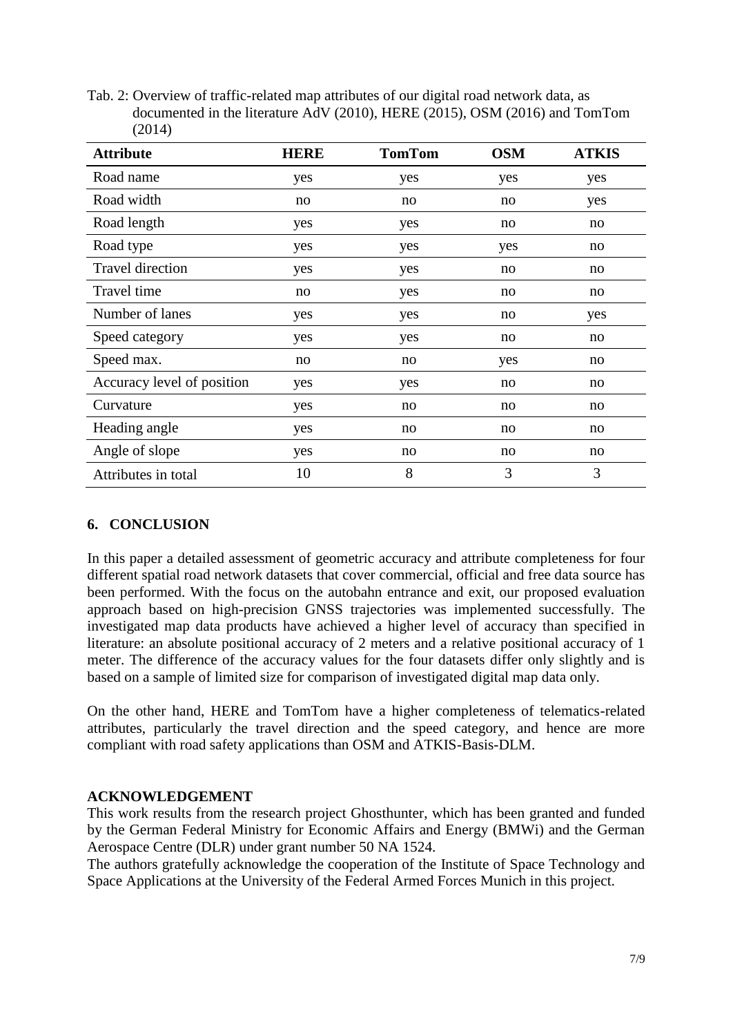Tab. 2: Overview of traffic-related map attributes of our digital road network data, as documented in the literature AdV (2010), HERE (2015), OSM (2016) and TomTom (2014)

| Attribute | HERE | TomTom | OSM | ATKIS |
|---|---|---|---|---|
| Road name | yes | yes | yes | yes |
| Road width | no | no | no | yes |
| Road length | yes | yes | no | no |
| Road type | yes | yes | yes | no |
| Travel direction | yes | yes | no | no |
| Travel time | no | yes | no | no |
| Number of lanes | yes | yes | no | yes |
| Speed category | yes | yes | no | no |
| Speed max. | no | no | yes | no |
| Accuracy level of position | yes | yes | no | no |
| Curvature | yes | no | no | no |
| Heading angle | yes | no | no | no |
| Angle of slope | yes | no | no | no |
| Attributes in total | 10 | 8 | 3 | 3 |

## 6. CONCLUSION

In this paper a detailed assessment of geometric accuracy and attribute completeness for four different spatial road network datasets that cover commercial, official and free data source has been performed. With the focus on the autobahn entrance and exit, our proposed evaluation approach based on high-precision GNSS trajectories was implemented successfully. The investigated map data products have achieved a higher level of accuracy than specified in literature: an absolute positional accuracy of 2 meters and a relative positional accuracy of 1 meter. The difference of the accuracy values for the four datasets differ only slightly and is based on a sample of limited size for comparison of investigated digital map data only.

On the other hand, HERE and TomTom have a higher completeness of telematics-related attributes, particularly the travel direction and the speed category, and hence are more compliant with road safety applications than OSM and ATKIS-Basis-DLM.

## ACKNOWLEDGEMENT

This work results from the research project Ghosthunter, which has been granted and funded by the German Federal Ministry for Economic Affairs and Energy (BMWi) and the German Aerospace Centre (DLR) under grant number 50 NA 1524.

The authors gratefully acknowledge the cooperation of the Institute of Space Technology and Space Applications at the University of the Federal Armed Forces Munich in this project.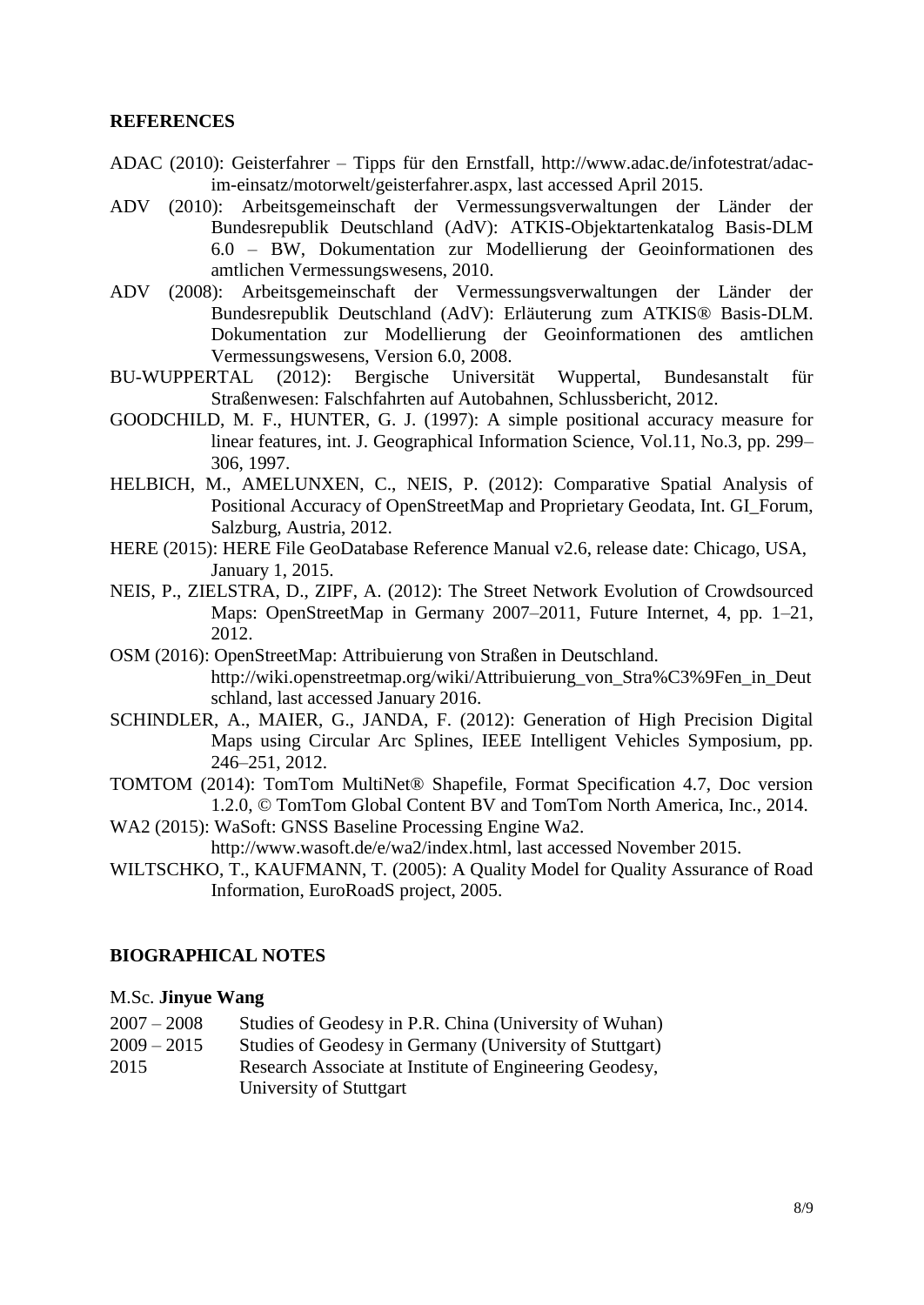## REFERENCES

ADAC (2010): Geisterfahrer – Tipps für den Ernstfall, http://www.adac.de/infotestrat/adac-im-einsatz/motorwelt/geisterfahrer.aspx, last accessed April 2015.

ADV (2010): Arbeitsgemeinschaft der Vermessungsverwaltungen der Länder der Bundesrepublik Deutschland (AdV): ATKIS-Objektartenkatalog Basis-DLM 6.0 – BW, Dokumentation zur Modellierung der Geoinformationen des amtlichen Vermessungswesens, 2010.

ADV (2008): Arbeitsgemeinschaft der Vermessungsverwaltungen der Länder der Bundesrepublik Deutschland (AdV): Erläuterung zum ATKIS® Basis-DLM. Dokumentation zur Modellierung der Geoinformationen des amtlichen Vermessungswesens, Version 6.0, 2008.

BU-WUPPERTAL (2012): Bergische Universität Wuppertal, Bundesanstalt für Straßenwesen: Falschfahrten auf Autobahnen, Schlussbericht, 2012.

GOODCHILD, M. F., HUNTER, G. J. (1997): A simple positional accuracy measure for linear features, int. J. Geographical Information Science, Vol.11, No.3, pp. 299–306, 1997.

HELBICH, M., AMELUNXEN, C., NEIS, P. (2012): Comparative Spatial Analysis of Positional Accuracy of OpenStreetMap and Proprietary Geodata, Int. GI_Forum, Salzburg, Austria, 2012.

HERE (2015): HERE File GeoDatabase Reference Manual v2.6, release date: Chicago, USA, January 1, 2015.

NEIS, P., ZIELSTRA, D., ZIPF, A. (2012): The Street Network Evolution of Crowdsourced Maps: OpenStreetMap in Germany 2007–2011, Future Internet, 4, pp. 1–21, 2012.

OSM (2016): OpenStreetMap: Attribuierung von Straßen in Deutschland. http://wiki.openstreetmap.org/wiki/Attribuierung_von_Stra%C3%9Fen_in_Deutschland, last accessed January 2016.

SCHINDLER, A., MAIER, G., JANDA, F. (2012): Generation of High Precision Digital Maps using Circular Arc Splines, IEEE Intelligent Vehicles Symposium, pp. 246–251, 2012.

TOMTOM (2014): TomTom MultiNet® Shapefile, Format Specification 4.7, Doc version 1.2.0, © TomTom Global Content BV and TomTom North America, Inc., 2014.

WA2 (2015): WaSoft: GNSS Baseline Processing Engine Wa2. http://www.wasoft.de/e/wa2/index.html, last accessed November 2015.

WILTSCHKO, T., KAUFMANN, T. (2005): A Quality Model for Quality Assurance of Road Information, EuroRoadS project, 2005.

## BIOGRAPHICAL NOTES

M.Sc. **Jinyue Wang**

2007 – 2008 Studies of Geodesy in P.R. China (University of Wuhan)
2009 – 2015 Studies of Geodesy in Germany (University of Stuttgart)
2015 Research Associate at Institute of Engineering Geodesy, University of Stuttgart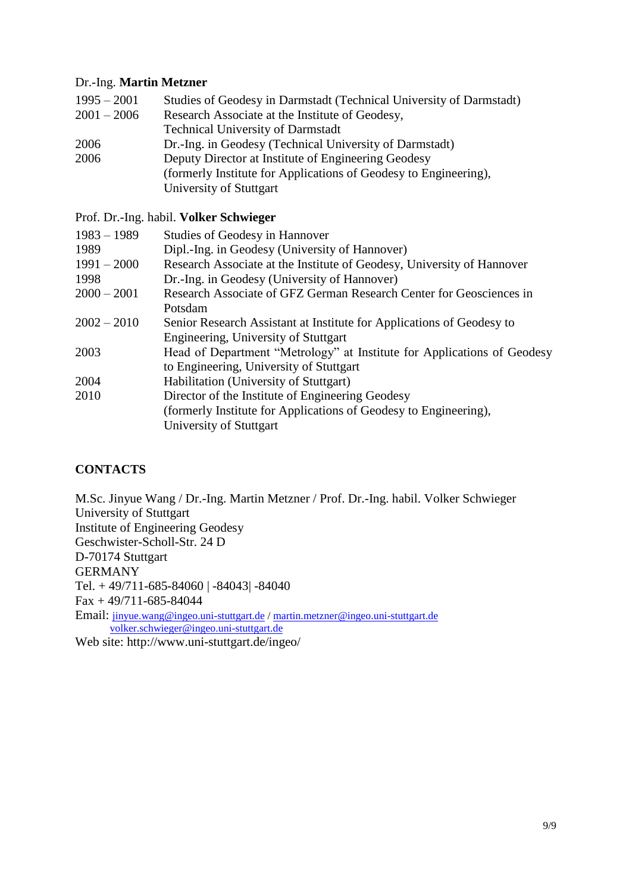Dr.-Ing. **Martin Metzner**

| | |
|---|---|
| 1995 – 2001 | Studies of Geodesy in Darmstadt (Technical University of Darmstadt) |
| 2001 – 2006 | Research Associate at the Institute of Geodesy, Technical University of Darmstadt |
| 2006 | Dr.-Ing. in Geodesy (Technical University of Darmstadt) |
| 2006 | Deputy Director at Institute of Engineering Geodesy (formerly Institute for Applications of Geodesy to Engineering), University of Stuttgart |

Prof. Dr.-Ing. habil. **Volker Schwieger**

| | |
|---|---|
| 1983 – 1989 | Studies of Geodesy in Hannover |
| 1989 | Dipl.-Ing. in Geodesy (University of Hannover) |
| 1991 – 2000 | Research Associate at the Institute of Geodesy, University of Hannover |
| 1998 | Dr.-Ing. in Geodesy (University of Hannover) |
| 2000 – 2001 | Research Associate of GFZ German Research Center for Geosciences in Potsdam |
| 2002 – 2010 | Senior Research Assistant at Institute for Applications of Geodesy to Engineering, University of Stuttgart |
| 2003 | Head of Department "Metrology" at Institute for Applications of Geodesy to Engineering, University of Stuttgart |
| 2004 | Habilitation (University of Stuttgart) |
| 2010 | Director of the Institute of Engineering Geodesy (formerly Institute for Applications of Geodesy to Engineering), University of Stuttgart |

## CONTACTS

M.Sc. Jinyue Wang / Dr.-Ing. Martin Metzner / Prof. Dr.-Ing. habil. Volker Schwieger
University of Stuttgart
Institute of Engineering Geodesy
Geschwister-Scholl-Str. 24 D
D-70174 Stuttgart
GERMANY
Tel. + 49/711-685-84060 | -84043| -84040
Fax + 49/711-685-84044
Email: jinyue.wang@ingeo.uni-stuttgart.de / martin.metzner@ingeo.uni-stuttgart.de
volker.schwieger@ingeo.uni-stuttgart.de
Web site: http://www.uni-stuttgart.de/ingeo/